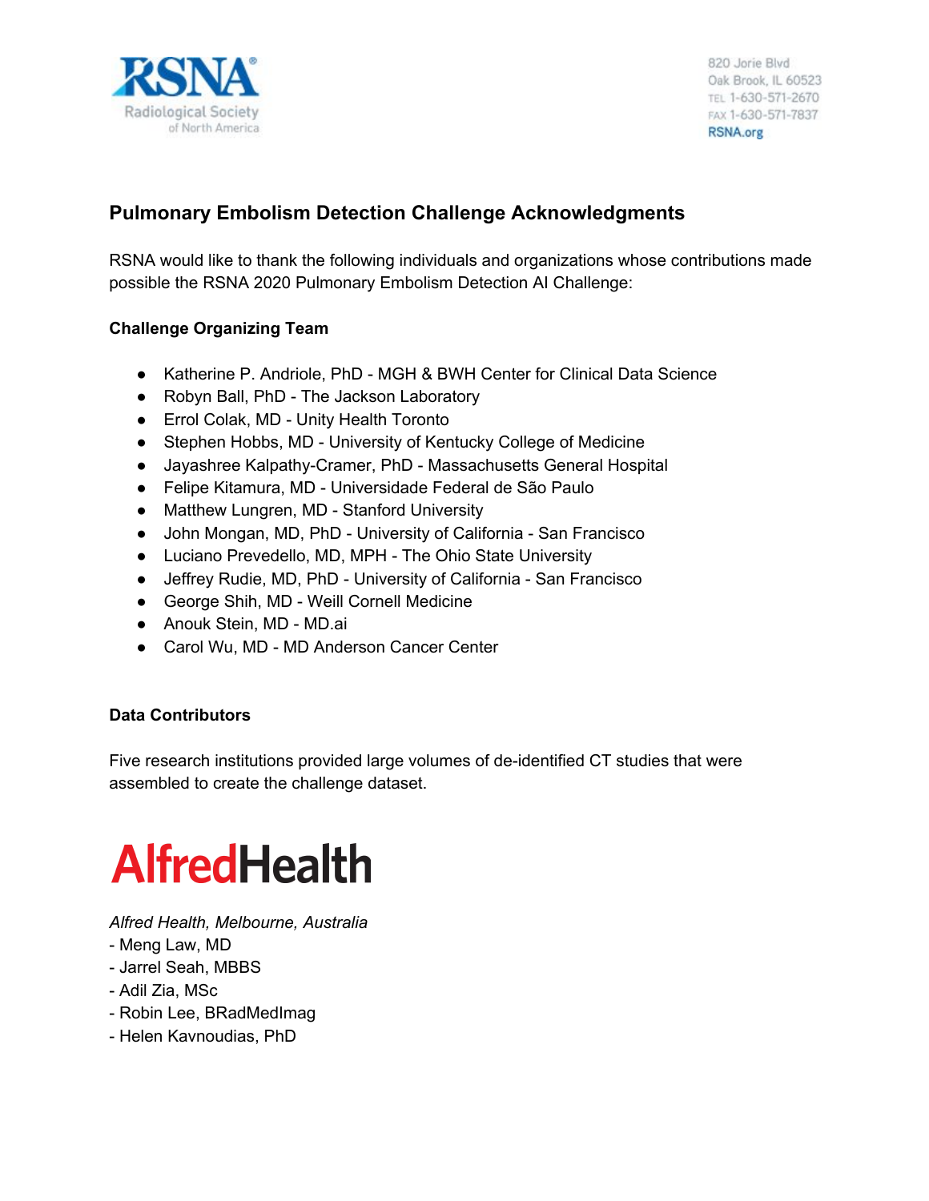RSNA® Radiological Society of North America

820 Jorie Blvd
Oak Brook, IL 60523
TEL 1-630-571-2670
FAX 1-630-571-7837
RSNA.org

## Pulmonary Embolism Detection Challenge Acknowledgments

RSNA would like to thank the following individuals and organizations whose contributions made possible the RSNA 2020 Pulmonary Embolism Detection AI Challenge:

### Challenge Organizing Team

- Katherine P. Andriole, PhD - MGH & BWH Center for Clinical Data Science
- Robyn Ball, PhD - The Jackson Laboratory
- Errol Colak, MD - Unity Health Toronto
- Stephen Hobbs, MD - University of Kentucky College of Medicine
- Jayashree Kalpathy-Cramer, PhD - Massachusetts General Hospital
- Felipe Kitamura, MD - Universidade Federal de São Paulo
- Matthew Lungren, MD - Stanford University
- John Mongan, MD, PhD - University of California - San Francisco
- Luciano Prevedello, MD, MPH - The Ohio State University
- Jeffrey Rudie, MD, PhD - University of California - San Francisco
- George Shih, MD - Weill Cornell Medicine
- Anouk Stein, MD - MD.ai
- Carol Wu, MD - MD Anderson Cancer Center

### Data Contributors

Five research institutions provided large volumes of de-identified CT studies that were assembled to create the challenge dataset.

**AlfredHealth**

*Alfred Health, Melbourne, Australia*
- Meng Law, MD
- Jarrel Seah, MBBS
- Adil Zia, MSc
- Robin Lee, BRadMedImag
- Helen Kavnoudias, PhD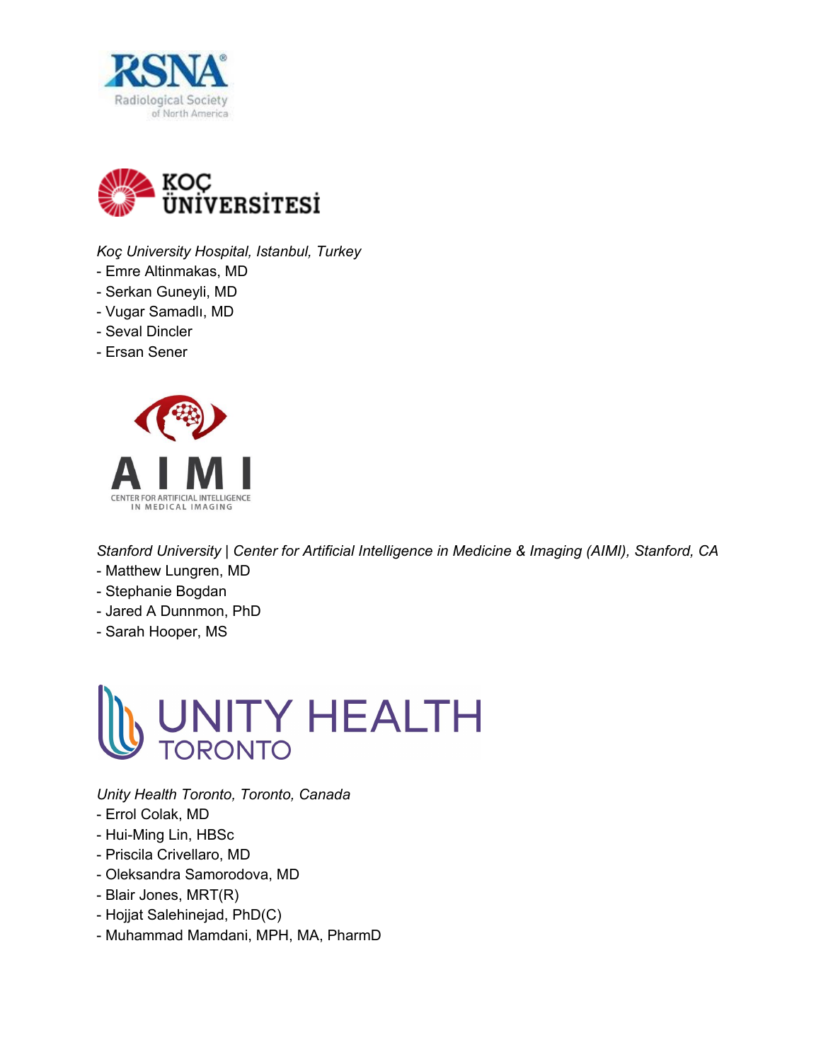*Koç University Hospital, Istanbul, Turkey*

- Emre Altinmakas, MD
- Serkan Guneyli, MD
- Vugar Samadlı, MD
- Seval Dincler
- Ersan Sener

*Stanford University | Center for Artificial Intelligence in Medicine & Imaging (AIMI), Stanford, CA*

- Matthew Lungren, MD
- Stephanie Bogdan
- Jared A Dunnmon, PhD
- Sarah Hooper, MS

*Unity Health Toronto, Toronto, Canada*

- Errol Colak, MD
- Hui-Ming Lin, HBSc
- Priscila Crivellaro, MD
- Oleksandra Samorodova, MD
- Blair Jones, MRT(R)
- Hojjat Salehinejad, PhD(C)
- Muhammad Mamdani, MPH, MA, PharmD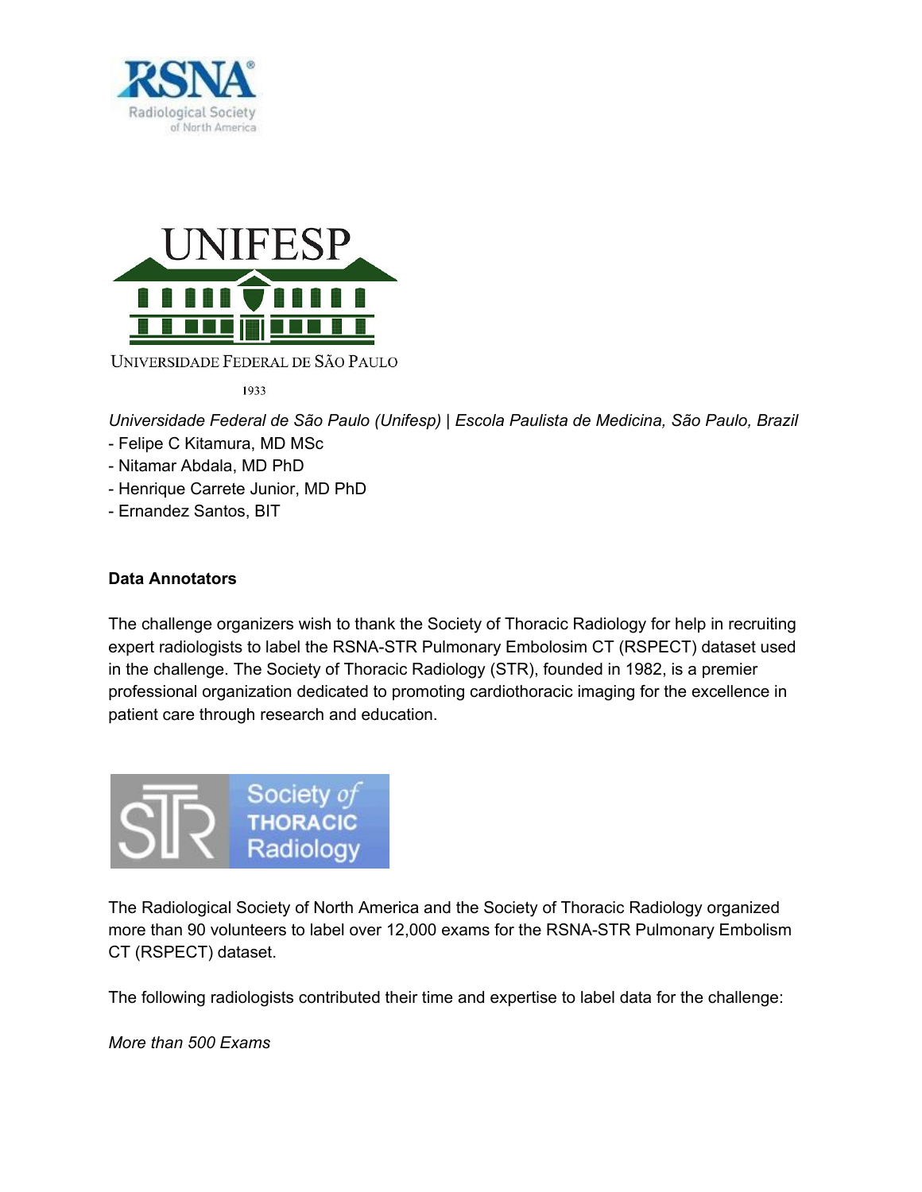Universidade Federal de São Paulo

1933

*Universidade Federal de São Paulo (Unifesp) | Escola Paulista de Medicina, São Paulo, Brazil*

- Felipe C Kitamura, MD MSc
- Nitamar Abdala, MD PhD
- Henrique Carrete Junior, MD PhD
- Ernandez Santos, BIT

**Data Annotators**

The challenge organizers wish to thank the Society of Thoracic Radiology for help in recruiting expert radiologists to label the RSNA-STR Pulmonary Embolosim CT (RSPECT) dataset used in the challenge. The Society of Thoracic Radiology (STR), founded in 1982, is a premier professional organization dedicated to promoting cardiothoracic imaging for the excellence in patient care through research and education.

The Radiological Society of North America and the Society of Thoracic Radiology organized more than 90 volunteers to label over 12,000 exams for the RSNA-STR Pulmonary Embolism CT (RSPECT) dataset.

The following radiologists contributed their time and expertise to label data for the challenge:

*More than 500 Exams*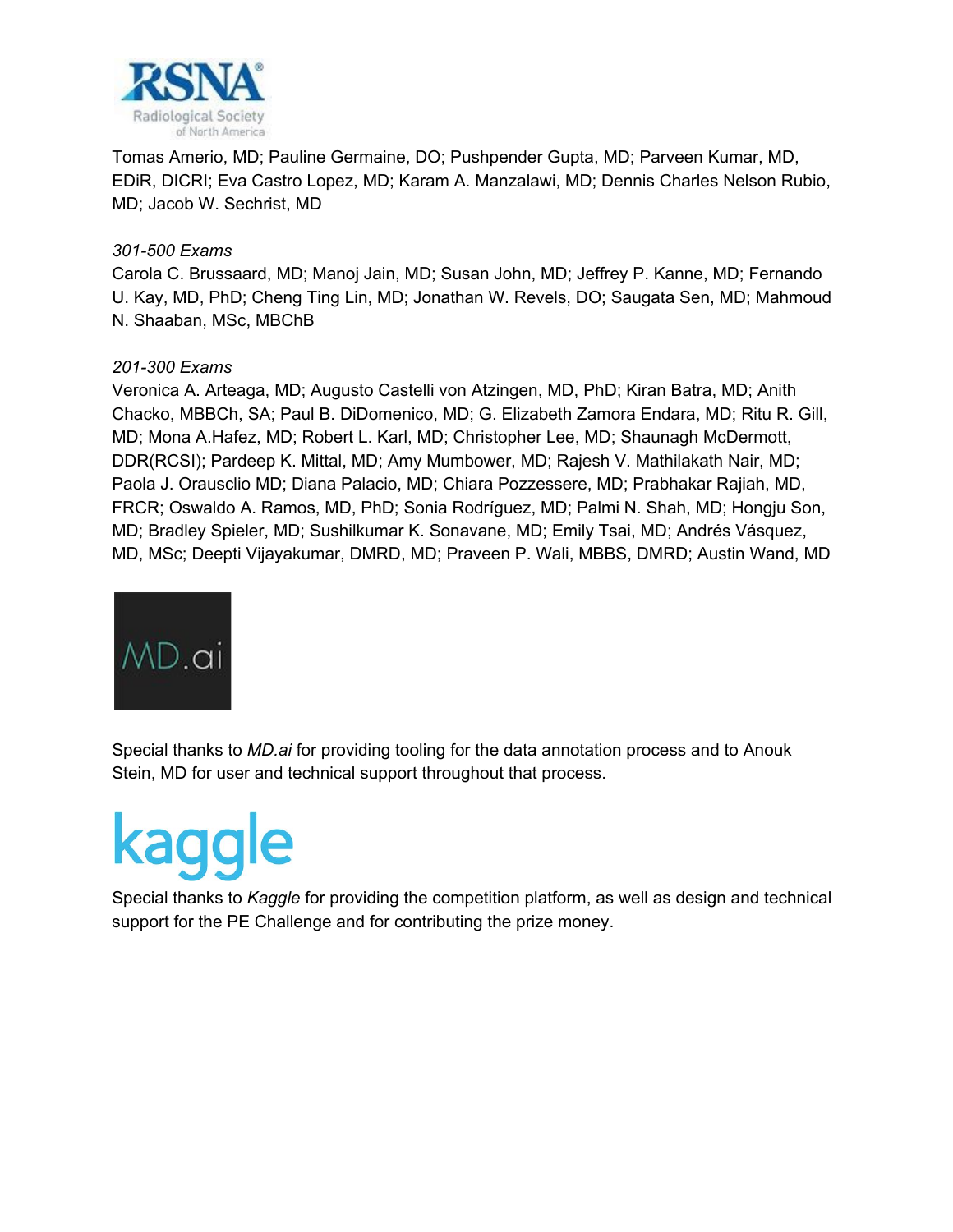Tomas Amerio, MD; Pauline Germaine, DO; Pushpender Gupta, MD; Parveen Kumar, MD, EDiR, DICRI; Eva Castro Lopez, MD; Karam A. Manzalawi, MD; Dennis Charles Nelson Rubio, MD; Jacob W. Sechrist, MD

*301-500 Exams*
Carola C. Brussaard, MD; Manoj Jain, MD; Susan John, MD; Jeffrey P. Kanne, MD; Fernando U. Kay, MD, PhD; Cheng Ting Lin, MD; Jonathan W. Revels, DO; Saugata Sen, MD; Mahmoud N. Shaaban, MSc, MBChB

*201-300 Exams*
Veronica A. Arteaga, MD; Augusto Castelli von Atzingen, MD, PhD; Kiran Batra, MD; Anith Chacko, MBBCh, SA; Paul B. DiDomenico, MD; G. Elizabeth Zamora Endara, MD; Ritu R. Gill, MD; Mona A.Hafez, MD; Robert L. Karl, MD; Christopher Lee, MD; Shaunagh McDermott, DDR(RCSI); Pardeep K. Mittal, MD; Amy Mumbower, MD; Rajesh V. Mathilakath Nair, MD; Paola J. Orausclio MD; Diana Palacio, MD; Chiara Pozzessere, MD; Prabhakar Rajiah, MD, FRCR; Oswaldo A. Ramos, MD, PhD; Sonia Rodríguez, MD; Palmi N. Shah, MD; Hongju Son, MD; Bradley Spieler, MD; Sushilkumar K. Sonavane, MD; Emily Tsai, MD; Andrés Vásquez, MD, MSc; Deepti Vijayakumar, DMRD, MD; Praveen P. Wali, MBBS, DMRD; Austin Wand, MD

Special thanks to *MD.ai* for providing tooling for the data annotation process and to Anouk Stein, MD for user and technical support throughout that process.

Special thanks to *Kaggle* for providing the competition platform, as well as design and technical support for the PE Challenge and for contributing the prize money.